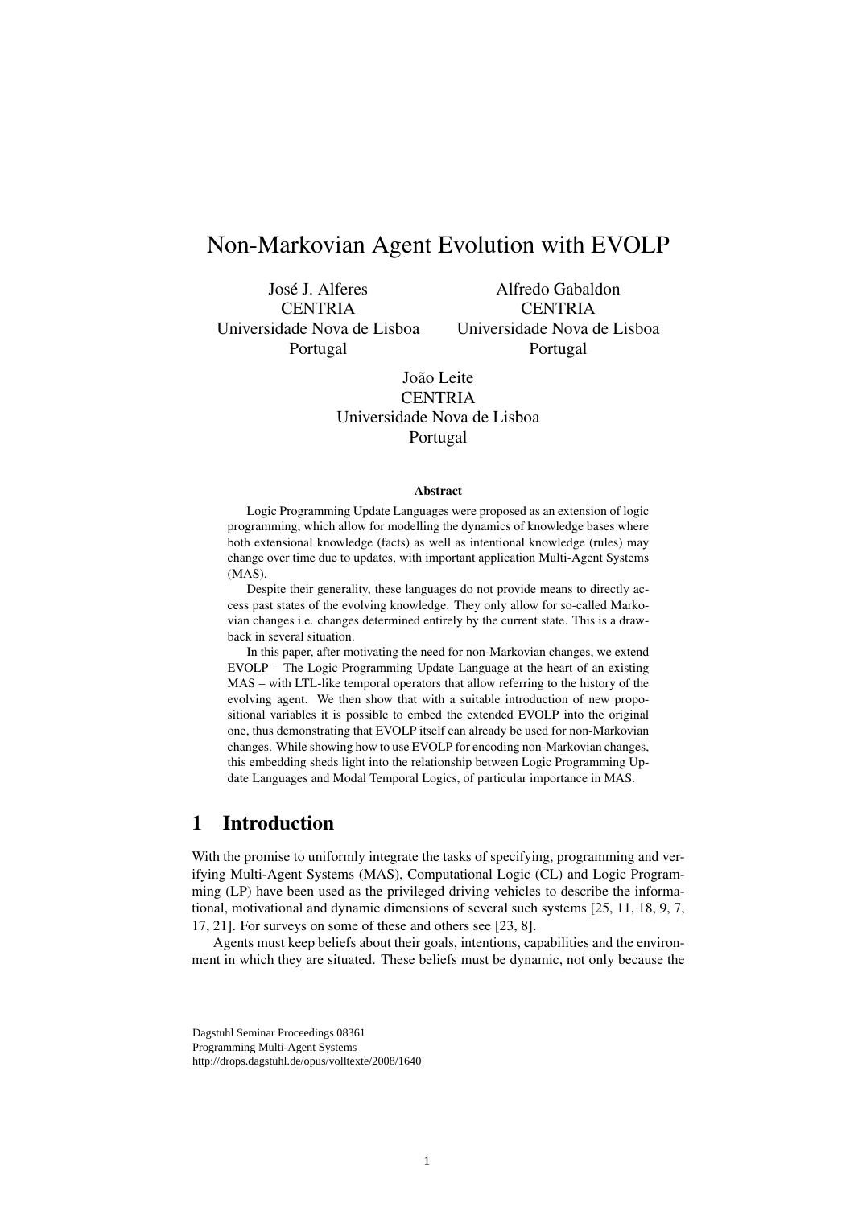# Non-Markovian Agent Evolution with EVOLP

José J. Alferes
CENTRIA
Universidade Nova de Lisboa
Portugal

Alfredo Gabaldon
CENTRIA
Universidade Nova de Lisboa
Portugal

João Leite
CENTRIA
Universidade Nova de Lisboa
Portugal

### Abstract

Logic Programming Update Languages were proposed as an extension of logic programming, which allow for modelling the dynamics of knowledge bases where both extensional knowledge (facts) as well as intentional knowledge (rules) may change over time due to updates, with important application Multi-Agent Systems (MAS).

Despite their generality, these languages do not provide means to directly access past states of the evolving knowledge. They only allow for so-called Markovian changes i.e. changes determined entirely by the current state. This is a drawback in several situation.

In this paper, after motivating the need for non-Markovian changes, we extend EVOLP – The Logic Programming Update Language at the heart of an existing MAS – with LTL-like temporal operators that allow referring to the history of the evolving agent. We then show that with a suitable introduction of new propositional variables it is possible to embed the extended EVOLP into the original one, thus demonstrating that EVOLP itself can already be used for non-Markovian changes. While showing how to use EVOLP for encoding non-Markovian changes, this embedding sheds light into the relationship between Logic Programming Update Languages and Modal Temporal Logics, of particular importance in MAS.

## 1 Introduction

With the promise to uniformly integrate the tasks of specifying, programming and verifying Multi-Agent Systems (MAS), Computational Logic (CL) and Logic Programming (LP) have been used as the privileged driving vehicles to describe the informational, motivational and dynamic dimensions of several such systems [25, 11, 18, 9, 7, 17, 21]. For surveys on some of these and others see [23, 8].

Agents must keep beliefs about their goals, intentions, capabilities and the environment in which they are situated. These beliefs must be dynamic, not only because the

Dagstuhl Seminar Proceedings 08361
Programming Multi-Agent Systems
http://drops.dagstuhl.de/opus/volltexte/2008/1640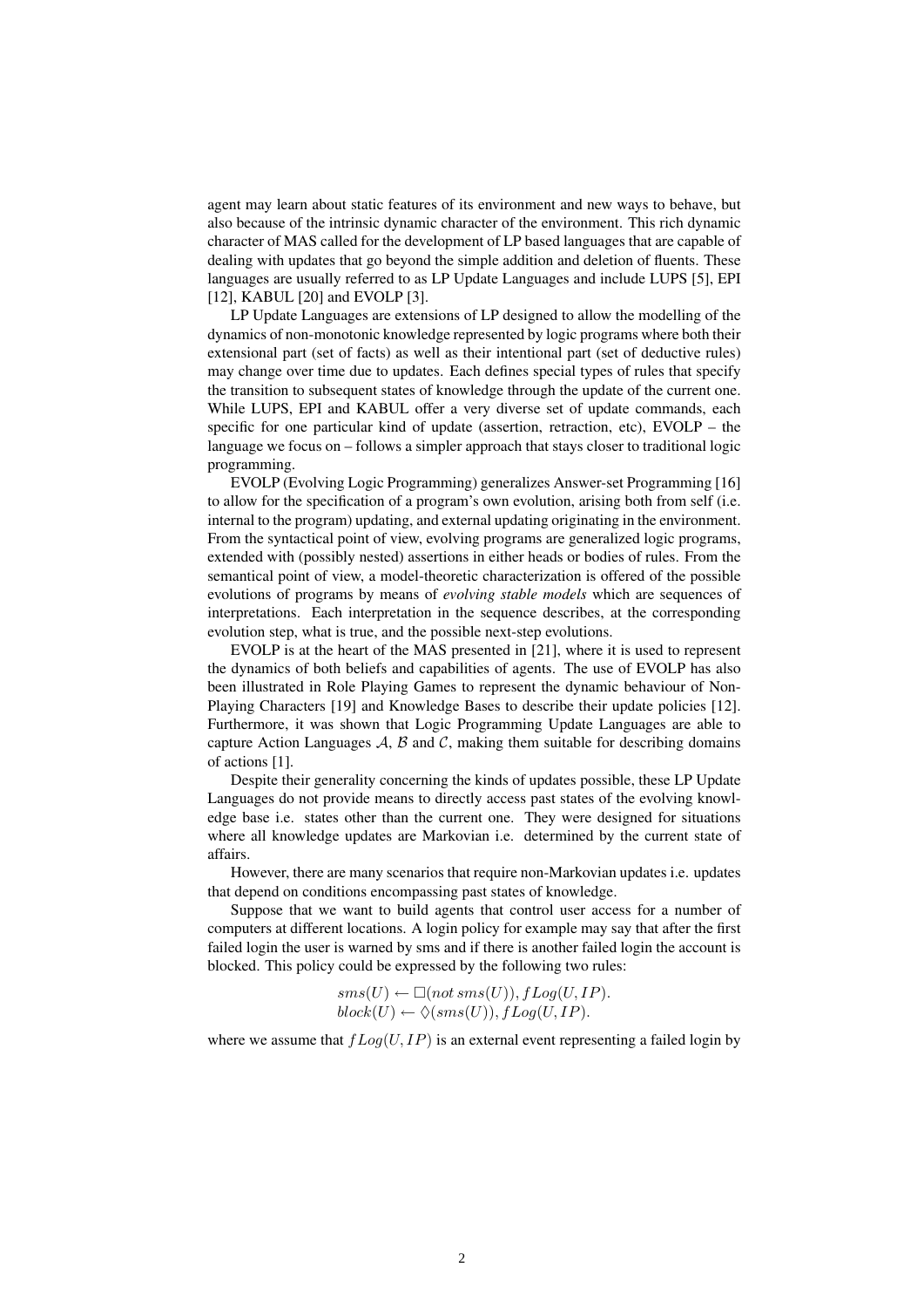agent may learn about static features of its environment and new ways to behave, but also because of the intrinsic dynamic character of the environment. This rich dynamic character of MAS called for the development of LP based languages that are capable of dealing with updates that go beyond the simple addition and deletion of fluents. These languages are usually referred to as LP Update Languages and include LUPS [5], EPI [12], KABUL [20] and EVOLP [3].

LP Update Languages are extensions of LP designed to allow the modelling of the dynamics of non-monotonic knowledge represented by logic programs where both their extensional part (set of facts) as well as their intentional part (set of deductive rules) may change over time due to updates. Each defines special types of rules that specify the transition to subsequent states of knowledge through the update of the current one. While LUPS, EPI and KABUL offer a very diverse set of update commands, each specific for one particular kind of update (assertion, retraction, etc), EVOLP – the language we focus on – follows a simpler approach that stays closer to traditional logic programming.

EVOLP (Evolving Logic Programming) generalizes Answer-set Programming [16] to allow for the specification of a program's own evolution, arising both from self (i.e. internal to the program) updating, and external updating originating in the environment. From the syntactical point of view, evolving programs are generalized logic programs, extended with (possibly nested) assertions in either heads or bodies of rules. From the semantical point of view, a model-theoretic characterization is offered of the possible evolutions of programs by means of *evolving stable models* which are sequences of interpretations. Each interpretation in the sequence describes, at the corresponding evolution step, what is true, and the possible next-step evolutions.

EVOLP is at the heart of the MAS presented in [21], where it is used to represent the dynamics of both beliefs and capabilities of agents. The use of EVOLP has also been illustrated in Role Playing Games to represent the dynamic behaviour of Non-Playing Characters [19] and Knowledge Bases to describe their update policies [12]. Furthermore, it was shown that Logic Programming Update Languages are able to capture Action Languages $\mathcal{A}$, $\mathcal{B}$ and $\mathcal{C}$, making them suitable for describing domains of actions [1].

Despite their generality concerning the kinds of updates possible, these LP Update Languages do not provide means to directly access past states of the evolving knowledge base i.e. states other than the current one. They were designed for situations where all knowledge updates are Markovian i.e. determined by the current state of affairs.

However, there are many scenarios that require non-Markovian updates i.e. updates that depend on conditions encompassing past states of knowledge.

Suppose that we want to build agents that control user access for a number of computers at different locations. A login policy for example may say that after the first failed login the user is warned by sms and if there is another failed login the account is blocked. This policy could be expressed by the following two rules:

$$sms(U) \leftarrow \Box(not\, sms(U)), fLog(U, IP).$$
$$block(U) \leftarrow \Diamond(sms(U)), fLog(U, IP).$$

where we assume that $fLog(U, IP)$ is an external event representing a failed login by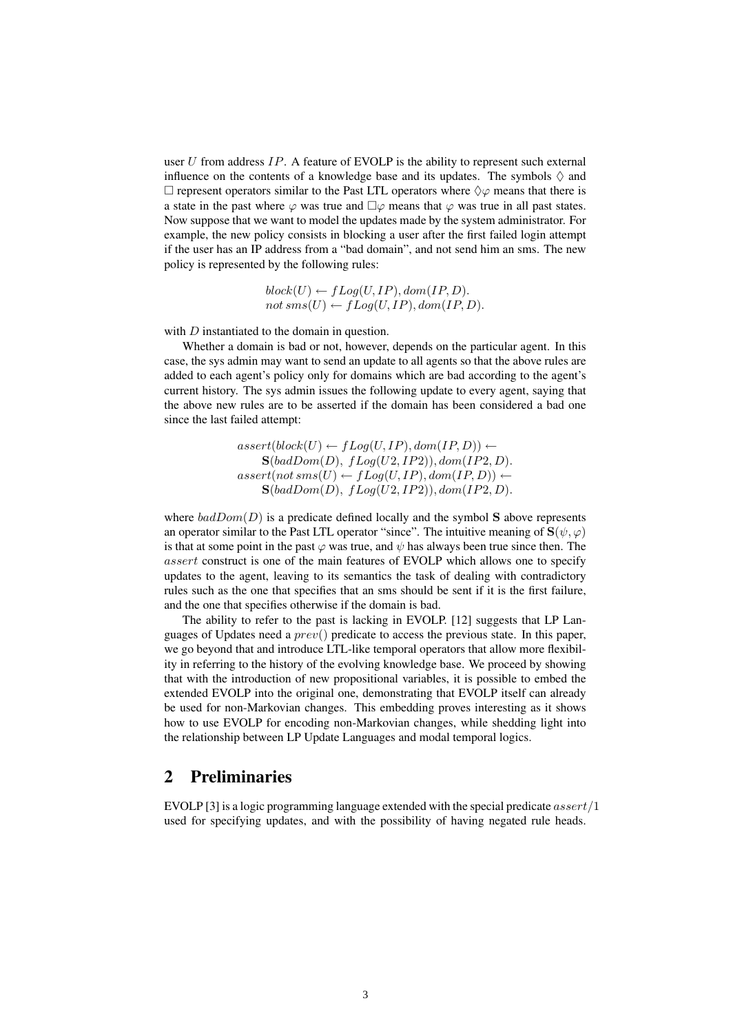user $U$ from address $IP$. A feature of EVOLP is the ability to represent such external influence on the contents of a knowledge base and its updates. The symbols $\Diamond$ and $\Box$ represent operators similar to the Past LTL operators where $\Diamond\varphi$ means that there is a state in the past where $\varphi$ was true and $\Box\varphi$ means that $\varphi$ was true in all past states. Now suppose that we want to model the updates made by the system administrator. For example, the new policy consists in blocking a user after the first failed login attempt if the user has an IP address from a "bad domain", and not send him an sms. The new policy is represented by the following rules:

$$
\begin{array}{l}
block(U) \leftarrow fLog(U, IP), dom(IP, D). \\
not\ sms(U) \leftarrow fLog(U, IP), dom(IP, D).
\end{array}
$$

with $D$ instantiated to the domain in question.

Whether a domain is bad or not, however, depends on the particular agent. In this case, the sys admin may want to send an update to all agents so that the above rules are added to each agent's policy only for domains which are bad according to the agent's current history. The sys admin issues the following update to every agent, saying that the above new rules are to be asserted if the domain has been considered a bad one since the last failed attempt:

$$
\begin{array}{l}
assert(block(U) \leftarrow fLog(U, IP), dom(IP, D)) \leftarrow \\
\quad \mathbf{S}(badDom(D),\ fLog(U2, IP2)), dom(IP2, D). \\
assert(not\ sms(U) \leftarrow fLog(U, IP), dom(IP, D)) \leftarrow \\
\quad \mathbf{S}(badDom(D),\ fLog(U2, IP2)), dom(IP2, D).
\end{array}
$$

where $badDom(D)$ is a predicate defined locally and the symbol $\mathbf{S}$ above represents an operator similar to the Past LTL operator "since". The intuitive meaning of $\mathbf{S}(\psi, \varphi)$ is that at some point in the past $\varphi$ was true, and $\psi$ has always been true since then. The $assert$ construct is one of the main features of EVOLP which allows one to specify updates to the agent, leaving to its semantics the task of dealing with contradictory rules such as the one that specifies that an sms should be sent if it is the first failure, and the one that specifies otherwise if the domain is bad.

The ability to refer to the past is lacking in EVOLP. [12] suggests that LP Languages of Updates need a $prev()$ predicate to access the previous state. In this paper, we go beyond that and introduce LTL-like temporal operators that allow more flexibility in referring to the history of the evolving knowledge base. We proceed by showing that with the introduction of new propositional variables, it is possible to embed the extended EVOLP into the original one, demonstrating that EVOLP itself can already be used for non-Markovian changes. This embedding proves interesting as it shows how to use EVOLP for encoding non-Markovian changes, while shedding light into the relationship between LP Update Languages and modal temporal logics.

## 2 Preliminaries

EVOLP [3] is a logic programming language extended with the special predicate $assert/1$ used for specifying updates, and with the possibility of having negated rule heads.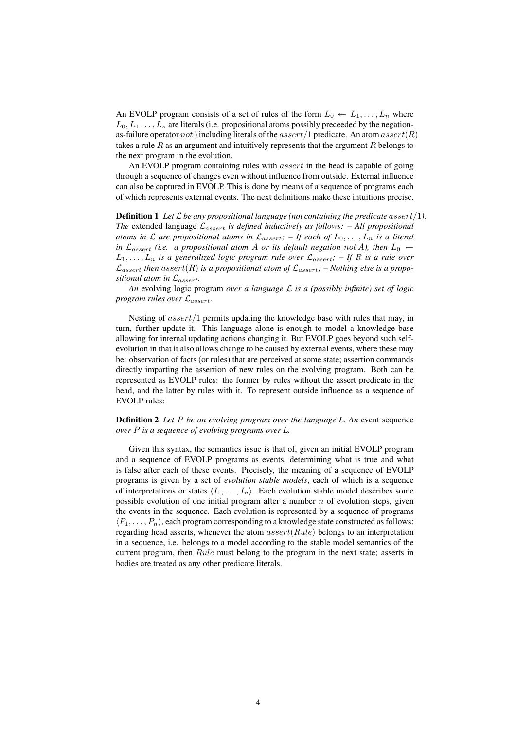An EVOLP program consists of a set of rules of the form $L_0 \leftarrow L_1, \ldots, L_n$ where $L_0, L_1 \ldots, L_n$ are literals (i.e. propositional atoms possibly preceeded by the negation-as-failure operator $not$ ) including literals of the $assert/1$ predicate. An atom $assert(R)$ takes a rule $R$ as an argument and intuitively represents that the argument $R$ belongs to the next program in the evolution.

An EVOLP program containing rules with $assert$ in the head is capable of going through a sequence of changes even without influence from outside. External influence can also be captured in EVOLP. This is done by means of a sequence of programs each of which represents external events. The next definitions make these intuitions precise.

**Definition 1** *Let $\mathcal{L}$ be any propositional language (not containing the predicate $assert/1$). The* extended language *$\mathcal{L}_{assert}$ is defined inductively as follows: – All propositional atoms in $\mathcal{L}$ are propositional atoms in $\mathcal{L}_{assert}$; – If each of $L_0, \ldots, L_n$ is a literal in $\mathcal{L}_{assert}$ (i.e. a propositional atom $A$ or its default negation $not\ A$), then $L_0 \leftarrow L_1, \ldots, L_n$ is a generalized logic program rule over $\mathcal{L}_{assert}$; – If $R$ is a rule over $\mathcal{L}_{assert}$ then $assert(R)$ is a propositional atom of $\mathcal{L}_{assert}$; – Nothing else is a propositional atom in $\mathcal{L}_{assert}$.*

*An* evolving logic program *over a language $\mathcal{L}$ is a (possibly infinite) set of logic program rules over $\mathcal{L}_{assert}$.*

Nesting of $assert/1$ permits updating the knowledge base with rules that may, in turn, further update it. This language alone is enough to model a knowledge base allowing for internal updating actions changing it. But EVOLP goes beyond such self-evolution in that it also allows change to be caused by external events, where these may be: observation of facts (or rules) that are perceived at some state; assertion commands directly imparting the assertion of new rules on the evolving program. Both can be represented as EVOLP rules: the former by rules without the assert predicate in the head, and the latter by rules with it. To represent outside influence as a sequence of EVOLP rules:

**Definition 2** *Let $P$ be an evolving program over the language L. An* event sequence *over $P$ is a sequence of evolving programs over L.*

Given this syntax, the semantics issue is that of, given an initial EVOLP program and a sequence of EVOLP programs as events, determining what is true and what is false after each of these events. Precisely, the meaning of a sequence of EVOLP programs is given by a set of *evolution stable models*, each of which is a sequence of interpretations or states $\langle I_1, \ldots, I_n \rangle$. Each evolution stable model describes some possible evolution of one initial program after a number $n$ of evolution steps, given the events in the sequence. Each evolution is represented by a sequence of programs $\langle P_1, \ldots, P_n \rangle$, each program corresponding to a knowledge state constructed as follows: regarding head asserts, whenever the atom $assert(Rule)$ belongs to an interpretation in a sequence, i.e. belongs to a model according to the stable model semantics of the current program, then $Rule$ must belong to the program in the next state; asserts in bodies are treated as any other predicate literals.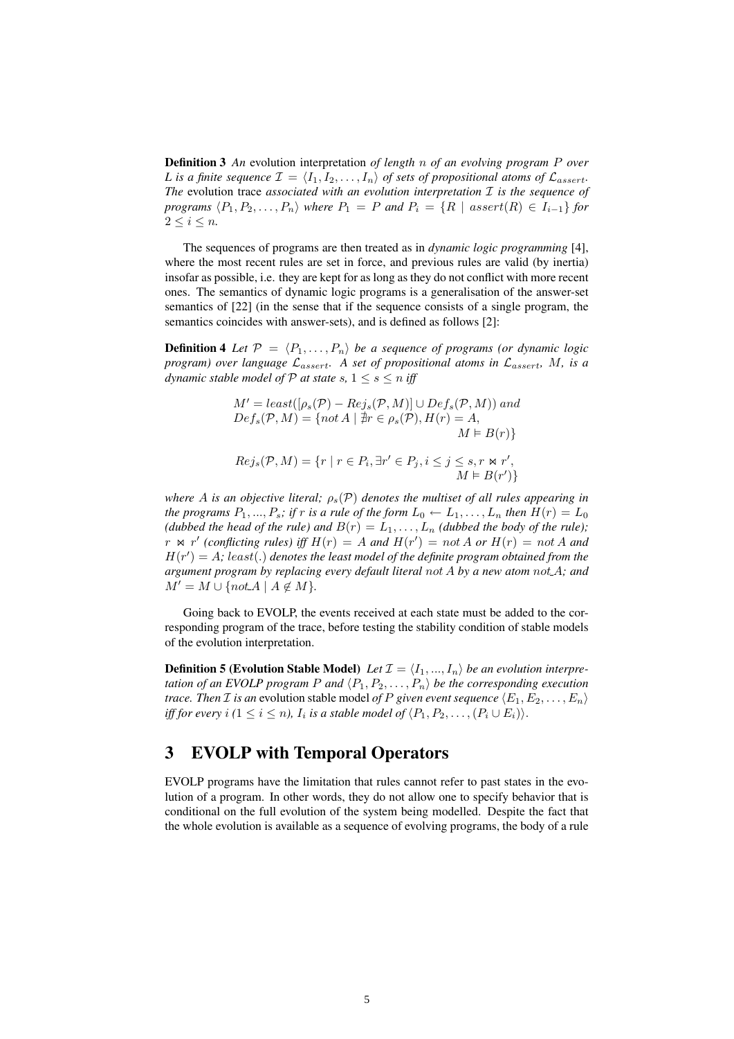**Definition 3** *An* evolution interpretation *of length $n$ of an evolving program $P$ over $L$ is a finite sequence $\mathcal{I} = \langle I_1, I_2, \ldots, I_n \rangle$ of sets of propositional atoms of $\mathcal{L}_{assert}$. The* evolution trace *associated with an evolution interpretation $\mathcal{I}$ is the sequence of programs $\langle P_1, P_2, \ldots, P_n \rangle$ where $P_1 = P$ and $P_i = \{R \mid assert(R) \in I_{i-1}\}$ for $2 \leq i \leq n$.*

The sequences of programs are then treated as in *dynamic logic programming* [4], where the most recent rules are set in force, and previous rules are valid (by inertia) insofar as possible, i.e. they are kept for as long as they do not conflict with more recent ones. The semantics of dynamic logic programs is a generalisation of the answer-set semantics of [22] (in the sense that if the sequence consists of a single program, the semantics coincides with answer-sets), and is defined as follows [2]:

**Definition 4** *Let $\mathcal{P} = \langle P_1, \ldots, P_n \rangle$ be a sequence of programs (or dynamic logic program) over language $\mathcal{L}_{assert}$. A set of propositional atoms in $\mathcal{L}_{assert}$, $M$, is a dynamic stable model of $\mathcal{P}$ at state $s$, $1 \leq s \leq n$ iff*

$$M' = least([\rho_s(\mathcal{P}) - Rej_s(\mathcal{P}, M)] \cup Def_s(\mathcal{P}, M)) \; and$$
$$Def_s(\mathcal{P}, M) = \{not\, A \mid \nexists r \in \rho_s(\mathcal{P}), H(r) = A, M \vDash B(r)\}$$

$$Rej_s(\mathcal{P}, M) = \{r \mid r \in P_i, \exists r' \in P_j, i \leq j \leq s, r \bowtie r', M \vDash B(r')\}$$

*where $A$ is an objective literal; $\rho_s(\mathcal{P})$ denotes the multiset of all rules appearing in the programs $P_1, ..., P_s$; if $r$ is a rule of the form $L_0 \leftarrow L_1, \ldots, L_n$ then $H(r) = L_0$ (dubbed the head of the rule) and $B(r) = L_1, \ldots, L_n$ (dubbed the body of the rule); $r \bowtie r'$ (conflicting rules) iff $H(r) = A$ and $H(r') = not\, A$ or $H(r) = not\, A$ and $H(r') = A$; $least(.)$ denotes the least model of the definite program obtained from the argument program by replacing every default literal $not\, A$ by a new atom $not\_A$; and $M' = M \cup \{not\_A \mid A \notin M\}$.*

Going back to EVOLP, the events received at each state must be added to the corresponding program of the trace, before testing the stability condition of stable models of the evolution interpretation.

**Definition 5 (Evolution Stable Model)** *Let $\mathcal{I} = \langle I_1, ..., I_n \rangle$ be an evolution interpretation of an EVOLP program $P$ and $\langle P_1, P_2, \ldots, P_n \rangle$ be the corresponding execution trace. Then $\mathcal{I}$ is an* evolution stable model *of $P$ given event sequence $\langle E_1, E_2, \ldots, E_n \rangle$ iff for every $i$ ($1 \leq i \leq n$), $I_i$ is a stable model of $\langle P_1, P_2, \ldots, (P_i \cup E_i) \rangle$.*

## 3 EVOLP with Temporal Operators

EVOLP programs have the limitation that rules cannot refer to past states in the evolution of a program. In other words, they do not allow one to specify behavior that is conditional on the full evolution of the system being modelled. Despite the fact that the whole evolution is available as a sequence of evolving programs, the body of a rule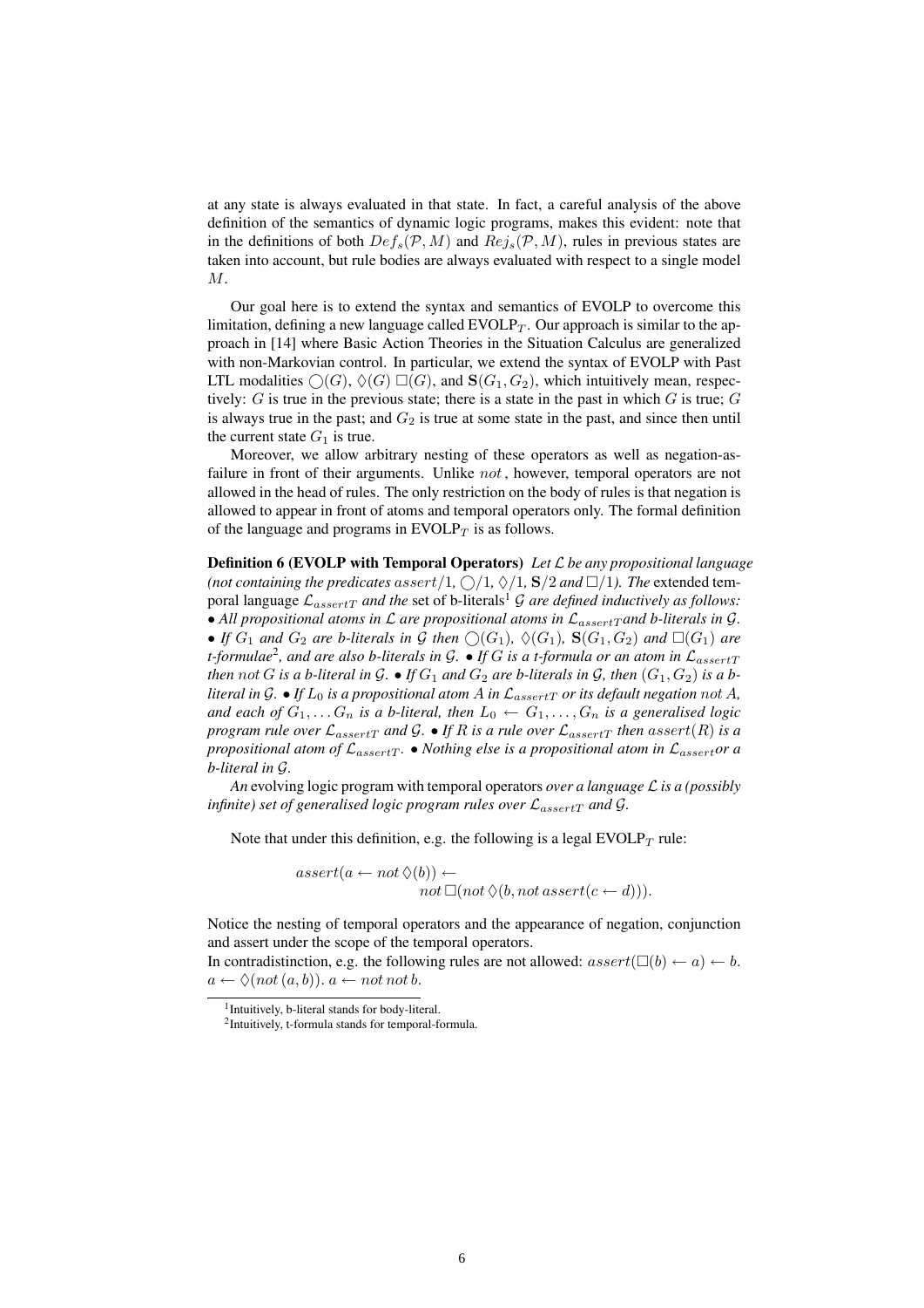at any state is always evaluated in that state. In fact, a careful analysis of the above definition of the semantics of dynamic logic programs, makes this evident: note that in the definitions of both $Def_s(\mathcal{P}, M)$ and $Rej_s(\mathcal{P}, M)$, rules in previous states are taken into account, but rule bodies are always evaluated with respect to a single model $M$.

Our goal here is to extend the syntax and semantics of EVOLP to overcome this limitation, defining a new language called EVOLP$_T$. Our approach is similar to the approach in [14] where Basic Action Theories in the Situation Calculus are generalized with non-Markovian control. In particular, we extend the syntax of EVOLP with Past LTL modalities $\bigcirc(G)$, $\Diamond(G)$ $\Box(G)$, and $\mathbf{S}(G_1, G_2)$, which intuitively mean, respectively: $G$ is true in the previous state; there is a state in the past in which $G$ is true; $G$ is always true in the past; and $G_2$ is true at some state in the past, and since then until the current state $G_1$ is true.

Moreover, we allow arbitrary nesting of these operators as well as negation-as-failure in front of their arguments. Unlike $not$, however, temporal operators are not allowed in the head of rules. The only restriction on the body of rules is that negation is allowed to appear in front of atoms and temporal operators only. The formal definition of the language and programs in EVOLP$_T$ is as follows.

**Definition 6 (EVOLP with Temporal Operators)** *Let $\mathcal{L}$ be any propositional language (not containing the predicates $assert/1$, $\bigcirc/1$, $\Diamond/1$, $\mathbf{S}/2$ and $\Box/1$). The* extended temporal language *$\mathcal{L}_{assertT}$ and the* set of b-literals[1] *$\mathcal{G}$ are defined inductively as follows:*
*• All propositional atoms in $\mathcal{L}$ are propositional atoms in $\mathcal{L}_{assertT}$ and b-literals in $\mathcal{G}$.*
*• If $G_1$ and $G_2$ are b-literals in $\mathcal{G}$ then $\bigcirc(G_1)$, $\Diamond(G_1)$, $\mathbf{S}(G_1, G_2)$ and $\Box(G_1)$ are t-formulae[2], and are also b-literals in $\mathcal{G}$. • If $G$ is a t-formula or an atom in $\mathcal{L}_{assertT}$ then $not\, G$ is a b-literal in $\mathcal{G}$. • If $G_1$ and $G_2$ are b-literals in $\mathcal{G}$, then $(G_1, G_2)$ is a b-literal in $\mathcal{G}$. • If $L_0$ is a propositional atom $A$ in $\mathcal{L}_{assertT}$ or its default negation $not\, A$, and each of $G_1, \ldots G_n$ is a b-literal, then $L_0 \leftarrow G_1, \ldots, G_n$ is a generalised logic program rule over $\mathcal{L}_{assertT}$ and $\mathcal{G}$. • If $R$ is a rule over $\mathcal{L}_{assertT}$ then $assert(R)$ is a propositional atom of $\mathcal{L}_{assertT}$. • Nothing else is a propositional atom in $\mathcal{L}_{assert}$ or a b-literal in $\mathcal{G}$.*

*An* evolving logic program with temporal operators *over a language $\mathcal{L}$ is a (possibly infinite) set of generalised logic program rules over $\mathcal{L}_{assertT}$ and $\mathcal{G}$.*

Note that under this definition, e.g. the following is a legal EVOLP$_T$ rule:

$$assert(a \leftarrow not\, \Diamond(b)) \leftarrow$$
$$not\, \Box(not\, \Diamond(b, not\, assert(c \leftarrow d))).$$

Notice the nesting of temporal operators and the appearance of negation, conjunction and assert under the scope of the temporal operators.
In contradistinction, e.g. the following rules are not allowed: $assert(\Box(b) \leftarrow a) \leftarrow b$. $a \leftarrow \Diamond(not\, (a, b))$. $a \leftarrow not\, not\, b$.

[1] Intuitively, b-literal stands for body-literal.

[2] Intuitively, t-formula stands for temporal-formula.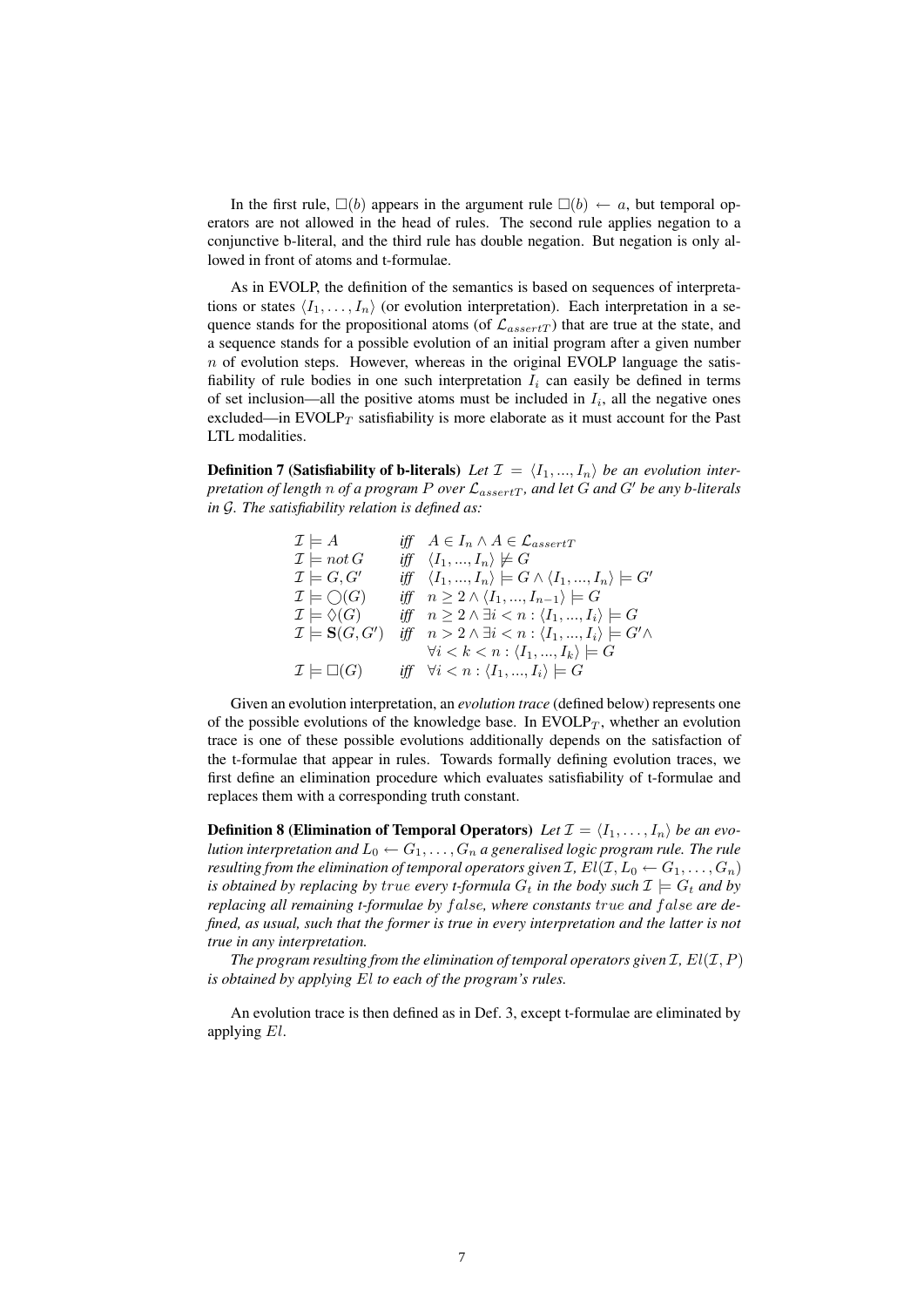In the first rule, $\Box(b)$ appears in the argument rule $\Box(b) \leftarrow a$, but temporal operators are not allowed in the head of rules. The second rule applies negation to a conjunctive b-literal, and the third rule has double negation. But negation is only allowed in front of atoms and t-formulae.

As in EVOLP, the definition of the semantics is based on sequences of interpretations or states $\langle I_1, \ldots, I_n \rangle$ (or evolution interpretation). Each interpretation in a sequence stands for the propositional atoms (of $\mathcal{L}_{assertT}$) that are true at the state, and a sequence stands for a possible evolution of an initial program after a given number $n$ of evolution steps. However, whereas in the original EVOLP language the satisfiability of rule bodies in one such interpretation $I_i$ can easily be defined in terms of set inclusion—all the positive atoms must be included in $I_i$, all the negative ones excluded—in EVOLP$_T$ satisfiability is more elaborate as it must account for the Past LTL modalities.

**Definition 7 (Satisfiability of b-literals)** *Let $\mathcal{I} = \langle I_1, ..., I_n \rangle$ be an evolution interpretation of length $n$ of a program $P$ over $\mathcal{L}_{assertT}$, and let $G$ and $G'$ be any b-literals in $\mathcal{G}$. The satisfiability relation is defined as:*

$$
\begin{array}{lll}
\mathcal{I} \models A & \textit{iff} & A \in I_n \wedge A \in \mathcal{L}_{assertT} \\
\mathcal{I} \models not\, G & \textit{iff} & \langle I_1, ..., I_n \rangle \not\models G \\
\mathcal{I} \models G, G' & \textit{iff} & \langle I_1, ..., I_n \rangle \models G \wedge \langle I_1, ..., I_n \rangle \models G' \\
\mathcal{I} \models \bigcirc(G) & \textit{iff} & n \geq 2 \wedge \langle I_1, ..., I_{n-1} \rangle \models G \\
\mathcal{I} \models \Diamond(G) & \textit{iff} & n \geq 2 \wedge \exists i < n : \langle I_1, ..., I_i \rangle \models G \\
\mathcal{I} \models \mathbf{S}(G, G') & \textit{iff} & n > 2 \wedge \exists i < n : \langle I_1, ..., I_i \rangle \models G' \wedge \\
 & & \forall i < k < n : \langle I_1, ..., I_k \rangle \models G \\
\mathcal{I} \models \Box(G) & \textit{iff} & \forall i < n : \langle I_1, ..., I_i \rangle \models G
\end{array}
$$

Given an evolution interpretation, an *evolution trace* (defined below) represents one of the possible evolutions of the knowledge base. In EVOLP$_T$, whether an evolution trace is one of these possible evolutions additionally depends on the satisfaction of the t-formulae that appear in rules. Towards formally defining evolution traces, we first define an elimination procedure which evaluates satisfiability of t-formulae and replaces them with a corresponding truth constant.

**Definition 8 (Elimination of Temporal Operators)** *Let $\mathcal{I} = \langle I_1, \ldots, I_n \rangle$ be an evolution interpretation and $L_0 \leftarrow G_1, \ldots, G_n$ a generalised logic program rule. The rule resulting from the elimination of temporal operators given $\mathcal{I}$, $El(\mathcal{I}, L_0 \leftarrow G_1, \ldots, G_n)$ is obtained by replacing by $true$ every t-formula $G_t$ in the body such $\mathcal{I} \models G_t$ and by replacing all remaining t-formulae by $false$, where constants $true$ and $false$ are defined, as usual, such that the former is true in every interpretation and the latter is not true in any interpretation.*

*The program resulting from the elimination of temporal operators given $\mathcal{I}$, $El(\mathcal{I}, P)$ is obtained by applying $El$ to each of the program's rules.*

An evolution trace is then defined as in Def. 3, except t-formulae are eliminated by applying $El$.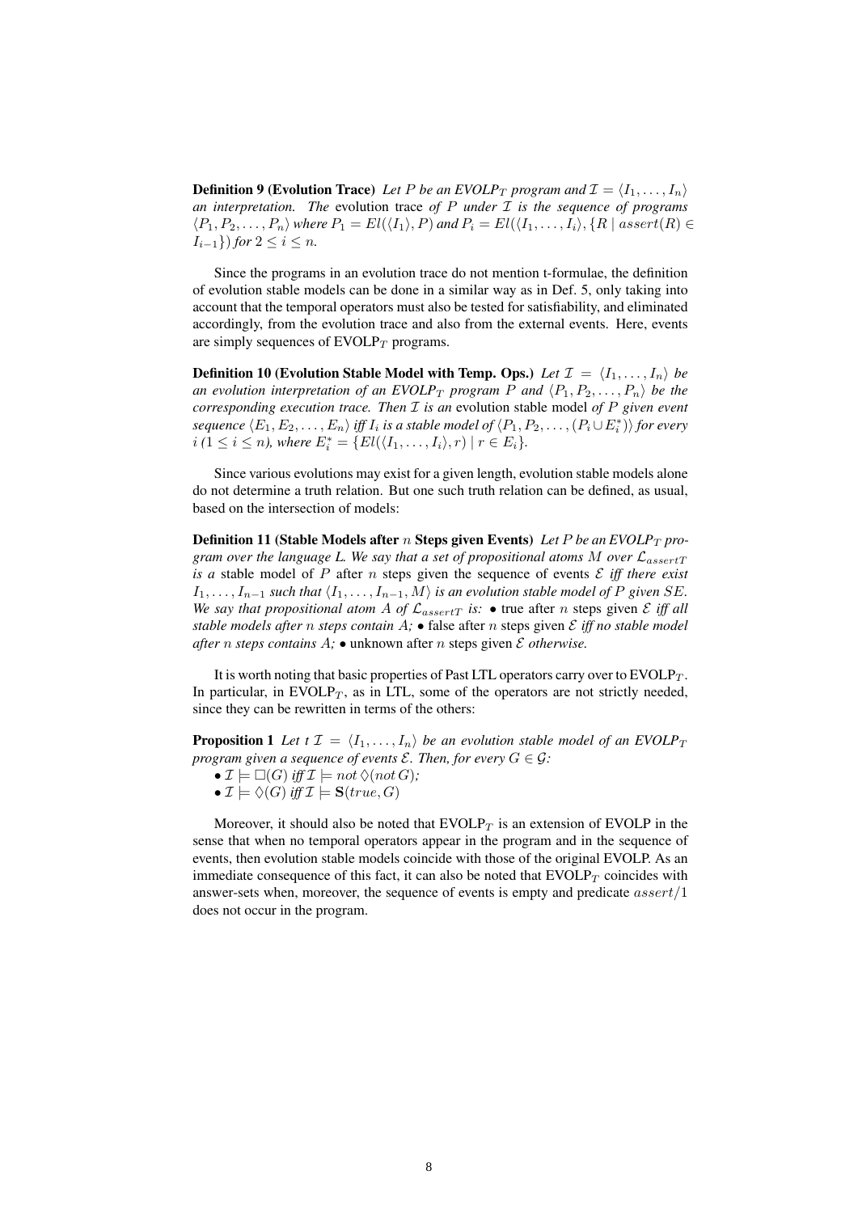**Definition 9 (Evolution Trace)** *Let $P$ be an EVOLP$_T$ program and $\mathcal{I} = \langle I_1, \ldots, I_n \rangle$ an interpretation. The* evolution trace *of $P$ under $\mathcal{I}$ is the sequence of programs $\langle P_1, P_2, \ldots, P_n \rangle$ where $P_1 = El(\langle I_1 \rangle, P)$ and $P_i = El(\langle I_1, \ldots, I_i \rangle, \{R \mid assert(R) \in I_{i-1}\})$ for $2 \leq i \leq n$.*

Since the programs in an evolution trace do not mention t-formulae, the definition of evolution stable models can be done in a similar way as in Def. 5, only taking into account that the temporal operators must also be tested for satisfiability, and eliminated accordingly, from the evolution trace and also from the external events. Here, events are simply sequences of EVOLP$_T$ programs.

**Definition 10 (Evolution Stable Model with Temp. Ops.)** *Let $\mathcal{I} = \langle I_1, \ldots, I_n \rangle$ be an evolution interpretation of an EVOLP$_T$ program $P$ and $\langle P_1, P_2, \ldots, P_n \rangle$ be the corresponding execution trace. Then $\mathcal{I}$ is an* evolution stable model *of $P$ given event sequence $\langle E_1, E_2, \ldots, E_n \rangle$ iff $I_i$ is a stable model of $\langle P_1, P_2, \ldots, (P_i \cup E_i^*) \rangle$ for every $i$ ($1 \leq i \leq n$), where $E_i^* = \{El(\langle I_1, \ldots, I_i \rangle, r) \mid r \in E_i\}$.*

Since various evolutions may exist for a given length, evolution stable models alone do not determine a truth relation. But one such truth relation can be defined, as usual, based on the intersection of models:

**Definition 11 (Stable Models after $n$ Steps given Events)** *Let $P$ be an EVOLP$_T$ program over the language L. We say that a set of propositional atoms $M$ over $\mathcal{L}_{assertT}$ is a* stable model of $P$ after $n$ steps given the sequence of events $\mathcal{E}$ *iff there exist $I_1, \ldots, I_{n-1}$ such that $\langle I_1, \ldots, I_{n-1}, M \rangle$ is an evolution stable model of $P$ given $SE$. We say that propositional atom $A$ of $\mathcal{L}_{assertT}$ is:* • true after $n$ steps given $\mathcal{E}$ *iff all stable models after $n$ steps contain $A$;* • false after $n$ steps given $\mathcal{E}$ *iff no stable model after $n$ steps contains $A$;* • unknown after $n$ steps given $\mathcal{E}$ *otherwise.*

It is worth noting that basic properties of Past LTL operators carry over to EVOLP$_T$. In particular, in EVOLP$_T$, as in LTL, some of the operators are not strictly needed, since they can be rewritten in terms of the others:

**Proposition 1** *Let t $\mathcal{I} = \langle I_1, \ldots, I_n \rangle$ be an evolution stable model of an EVOLP$_T$ program given a sequence of events $\mathcal{E}$. Then, for every $G \in \mathcal{G}$:*

- $\mathcal{I} \models \Box(G)$ *iff* $\mathcal{I} \models$ *not* $\Diamond(not\, G)$*;*
- $\mathcal{I} \models \Diamond(G)$ *iff* $\mathcal{I} \models \mathbf{S}(true, G)$

Moreover, it should also be noted that EVOLP$_T$ is an extension of EVOLP in the sense that when no temporal operators appear in the program and in the sequence of events, then evolution stable models coincide with those of the original EVOLP. As an immediate consequence of this fact, it can also be noted that EVOLP$_T$ coincides with answer-sets when, moreover, the sequence of events is empty and predicate $assert/1$ does not occur in the program.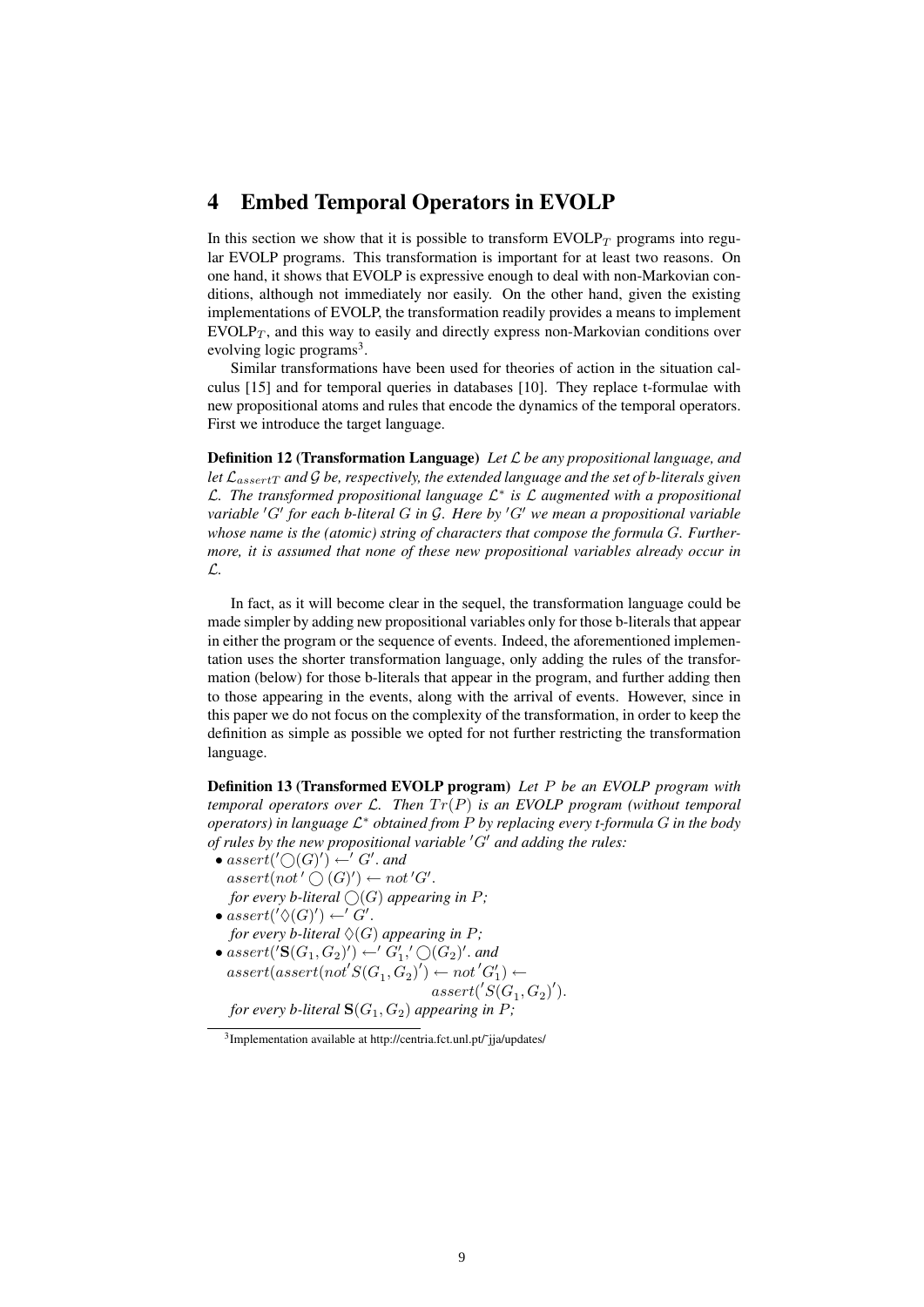## 4 Embed Temporal Operators in EVOLP

In this section we show that it is possible to transform $\text{EVOLP}_T$ programs into regular EVOLP programs. This transformation is important for at least two reasons. On one hand, it shows that EVOLP is expressive enough to deal with non-Markovian conditions, although not immediately nor easily. On the other hand, given the existing implementations of EVOLP, the transformation readily provides a means to implement $\text{EVOLP}_T$, and this way to easily and directly express non-Markovian conditions over evolving logic programs[3].

Similar transformations have been used for theories of action in the situation calculus [15] and for temporal queries in databases [10]. They replace t-formulae with new propositional atoms and rules that encode the dynamics of the temporal operators. First we introduce the target language.

**Definition 12 (Transformation Language)** *Let $\mathcal{L}$ be any propositional language, and let $\mathcal{L}_{assertT}$ and $\mathcal{G}$ be, respectively, the extended language and the set of b-literals given $\mathcal{L}$. The transformed propositional language $\mathcal{L}^*$ is $\mathcal{L}$ augmented with a propositional variable $'G'$ for each b-literal $G$ in $\mathcal{G}$. Here by $'G'$ we mean a propositional variable whose name is the (atomic) string of characters that compose the formula $G$. Furthermore, it is assumed that none of these new propositional variables already occur in $\mathcal{L}$.*

In fact, as it will become clear in the sequel, the transformation language could be made simpler by adding new propositional variables only for those b-literals that appear in either the program or the sequence of events. Indeed, the aforementioned implementation uses the shorter transformation language, only adding the rules of the transformation (below) for those b-literals that appear in the program, and further adding then to those appearing in the events, along with the arrival of events. However, since in this paper we do not focus on the complexity of the transformation, in order to keep the definition as simple as possible we opted for not further restricting the transformation language.

**Definition 13 (Transformed EVOLP program)** *Let $P$ be an EVOLP program with temporal operators over $\mathcal{L}$. Then $Tr(P)$ is an EVOLP program (without temporal operators) in language $\mathcal{L}^*$ obtained from $P$ by replacing every t-formula $G$ in the body of rules by the new propositional variable $'G'$ and adding the rules:*

- $assert('\bigcirc(G)') \leftarrow 'G'$. *and*
  $assert(not\, '\bigcirc(G)') \leftarrow not\, 'G'$.
  *for every b-literal $\bigcirc(G)$ appearing in $P$;*
- $assert('\Diamond(G)') \leftarrow 'G'$.
  *for every b-literal $\Diamond(G)$ appearing in $P$;*
- $assert('\mathbf{S}(G_1, G_2)') \leftarrow 'G_1', '\bigcirc(G_2)'$. *and*
  $assert(assert(not\, 'S(G_1, G_2)') \leftarrow not\, 'G_1') \leftarrow$
  $assert('S(G_1, G_2)')$.
  *for every b-literal $\mathbf{S}(G_1, G_2)$ appearing in $P$;*

[3] Implementation available at http://centria.fct.unl.pt/~jja/updates/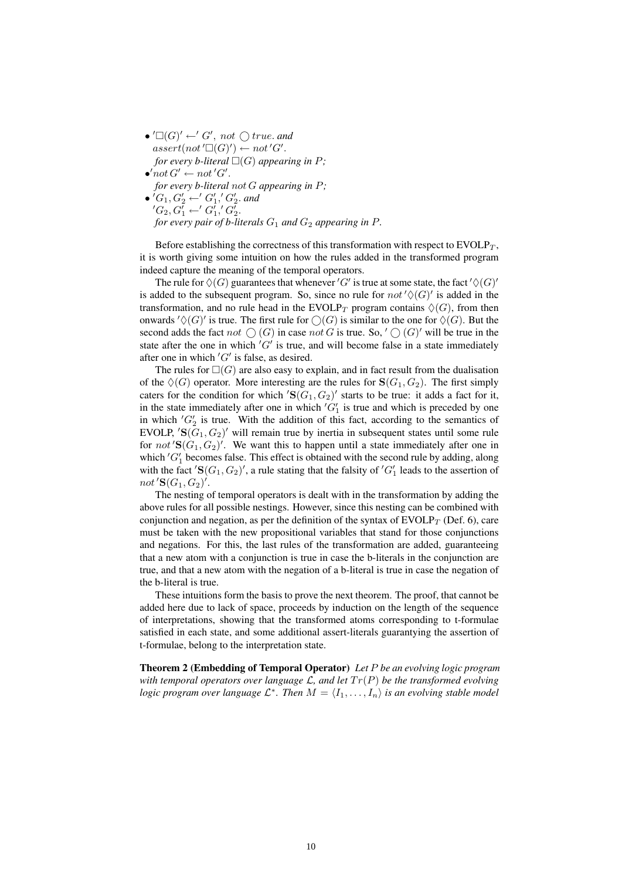- $'\Box(G)' \leftarrow' G',\ not\ \bigcirc true.$ *and*
  $assert(not\,'\Box(G)') \leftarrow not\,'G'.$
  *for every b-literal* $\Box(G)$ *appearing in* $P$*;*
- $'not\,G' \leftarrow not\,'G'.$
  *for every b-literal* $not\,G$ *appearing in* $P$*;*
- $'G_1, G_2' \leftarrow' G_1','\,G_2'.$ *and*
  $'G_2, G_1' \leftarrow' G_1','\,G_2'.$
  *for every pair of b-literals* $G_1$ *and* $G_2$ *appearing in* $P$*.*

Before establishing the correctness of this transformation with respect to EVOLP$_T$, it is worth giving some intuition on how the rules added in the transformed program indeed capture the meaning of the temporal operators.

The rule for $\Diamond(G)$ guarantees that whenever $'G'$ is true at some state, the fact $'\Diamond(G)'$ is added to the subsequent program. So, since no rule for $not\,'\Diamond(G)'$ is added in the transformation, and no rule head in the EVOLP$_T$ program contains $\Diamond(G)$, from then onwards $'\Diamond(G)'$ is true. The first rule for $\bigcirc(G)$ is similar to the one for $\Diamond(G)$. But the second adds the fact $not\ \bigcirc(G)$ in case $not\,G$ is true. So, $'\bigcirc(G)'$ will be true in the state after the one in which $'G'$ is true, and will become false in a state immediately after one in which $'G'$ is false, as desired.

The rules for $\Box(G)$ are also easy to explain, and in fact result from the dualisation of the $\Diamond(G)$ operator. More interesting are the rules for $\mathbf{S}(G_1, G_2)$. The first simply caters for the condition for which $'\mathbf{S}(G_1, G_2)'$ starts to be true: it adds a fact for it, in the state immediately after one in which $'G_1'$ is true and which is preceded by one in which $'G_2'$ is true. With the addition of this fact, according to the semantics of EVOLP, $'\mathbf{S}(G_1, G_2)'$ will remain true by inertia in subsequent states until some rule for $not\,'\mathbf{S}(G_1, G_2)'$. We want this to happen until a state immediately after one in which $'G_1'$ becomes false. This effect is obtained with the second rule by adding, along with the fact $'\mathbf{S}(G_1, G_2)'$, a rule stating that the falsity of $'G_1'$ leads to the assertion of $not\,'\mathbf{S}(G_1, G_2)'$.

The nesting of temporal operators is dealt with in the transformation by adding the above rules for all possible nestings. However, since this nesting can be combined with conjunction and negation, as per the definition of the syntax of EVOLP$_T$ (Def. 6), care must be taken with the new propositional variables that stand for those conjunctions and negations. For this, the last rules of the transformation are added, guaranteeing that a new atom with a conjunction is true in case the b-literals in the conjunction are true, and that a new atom with the negation of a b-literal is true in case the negation of the b-literal is true.

These intuitions form the basis to prove the next theorem. The proof, that cannot be added here due to lack of space, proceeds by induction on the length of the sequence of interpretations, showing that the transformed atoms corresponding to t-formulae satisfied in each state, and some additional assert-literals guarantying the assertion of t-formulae, belong to the interpretation state.

**Theorem 2 (Embedding of Temporal Operator)** *Let* $P$ *be an evolving logic program with temporal operators over language* $\mathcal{L}$*, and let* $Tr(P)$ *be the transformed evolving logic program over language* $\mathcal{L}^*$*. Then* $M = \langle I_1, \ldots, I_n \rangle$ *is an evolving stable model*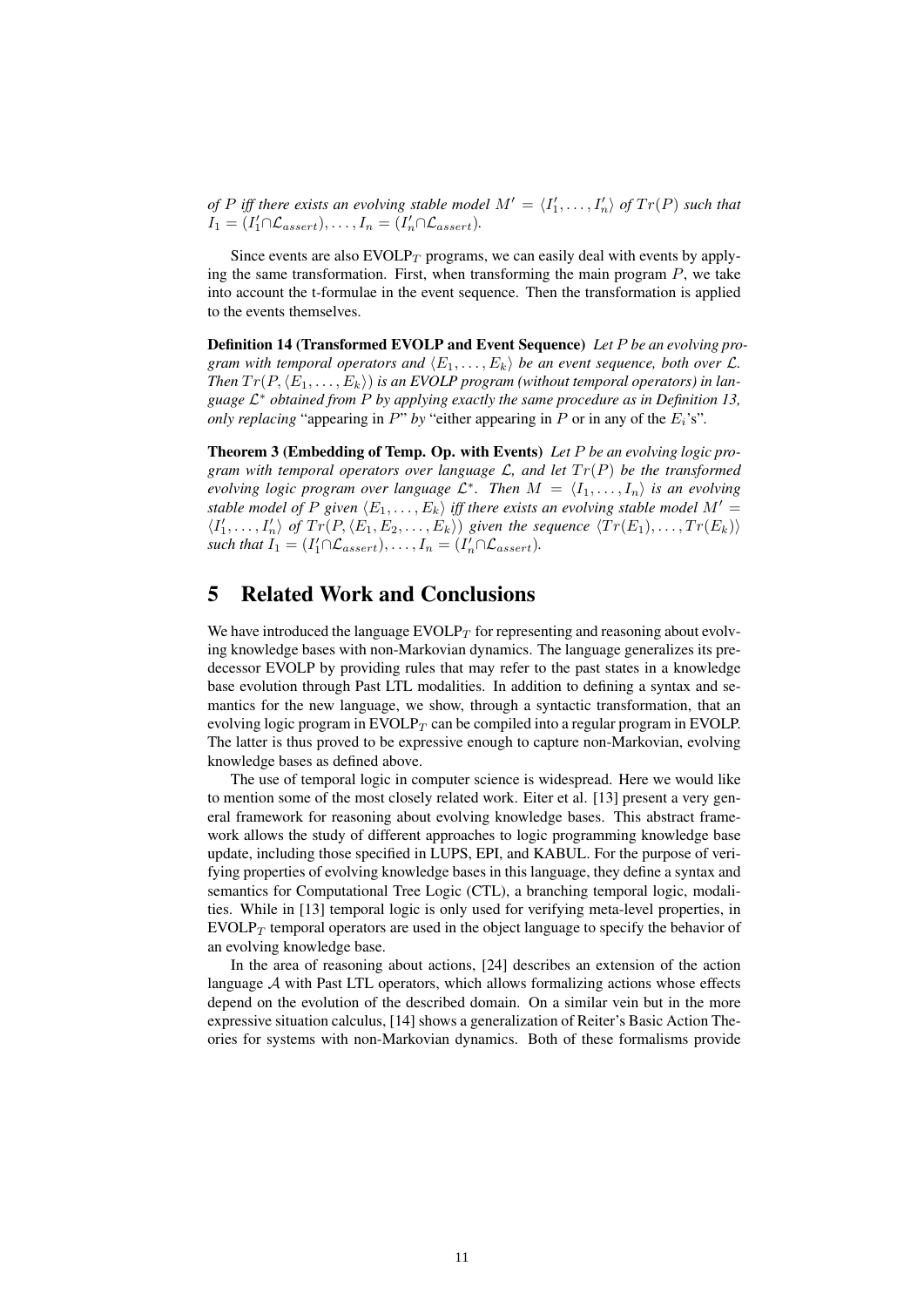*of* $P$ *iff there exists an evolving stable model* $M' = \langle I'_1, \ldots, I'_n \rangle$ *of* $Tr(P)$ *such that* $I_1 = (I'_1 \cap \mathcal{L}_{assert}), \ldots, I_n = (I'_n \cap \mathcal{L}_{assert})$.

Since events are also EVOLP$_T$ programs, we can easily deal with events by applying the same transformation. First, when transforming the main program $P$, we take into account the t-formulae in the event sequence. Then the transformation is applied to the events themselves.

**Definition 14 (Transformed EVOLP and Event Sequence)** *Let* $P$ *be an evolving program with temporal operators and* $\langle E_1, \ldots, E_k \rangle$ *be an event sequence, both over* $\mathcal{L}$. *Then* $Tr(P, \langle E_1, \ldots, E_k \rangle)$ *is an EVOLP program (without temporal operators) in language* $\mathcal{L}^*$ *obtained from* $P$ *by applying exactly the same procedure as in Definition 13, only replacing* "appearing in $P$" *by* "either appearing in $P$ or in any of the $E_i$'s".

**Theorem 3 (Embedding of Temp. Op. with Events)** *Let* $P$ *be an evolving logic program with temporal operators over language* $\mathcal{L}$, *and let* $Tr(P)$ *be the transformed evolving logic program over language* $\mathcal{L}^*$. *Then* $M = \langle I_1, \ldots, I_n \rangle$ *is an evolving stable model of* $P$ *given* $\langle E_1, \ldots, E_k \rangle$ *iff there exists an evolving stable model* $M' = \langle I'_1, \ldots, I'_n \rangle$ *of* $Tr(P, \langle E_1, E_2, \ldots, E_k \rangle)$ *given the sequence* $\langle Tr(E_1), \ldots, Tr(E_k) \rangle$ *such that* $I_1 = (I'_1 \cap \mathcal{L}_{assert}), \ldots, I_n = (I'_n \cap \mathcal{L}_{assert})$.

# 5 Related Work and Conclusions

We have introduced the language EVOLP$_T$ for representing and reasoning about evolving knowledge bases with non-Markovian dynamics. The language generalizes its predecessor EVOLP by providing rules that may refer to the past states in a knowledge base evolution through Past LTL modalities. In addition to defining a syntax and semantics for the new language, we show, through a syntactic transformation, that an evolving logic program in EVOLP$_T$ can be compiled into a regular program in EVOLP. The latter is thus proved to be expressive enough to capture non-Markovian, evolving knowledge bases as defined above.

The use of temporal logic in computer science is widespread. Here we would like to mention some of the most closely related work. Eiter et al. [13] present a very general framework for reasoning about evolving knowledge bases. This abstract framework allows the study of different approaches to logic programming knowledge base update, including those specified in LUPS, EPI, and KABUL. For the purpose of verifying properties of evolving knowledge bases in this language, they define a syntax and semantics for Computational Tree Logic (CTL), a branching temporal logic, modalities. While in [13] temporal logic is only used for verifying meta-level properties, in EVOLP$_T$ temporal operators are used in the object language to specify the behavior of an evolving knowledge base.

In the area of reasoning about actions, [24] describes an extension of the action language $\mathcal{A}$ with Past LTL operators, which allows formalizing actions whose effects depend on the evolution of the described domain. On a similar vein but in the more expressive situation calculus, [14] shows a generalization of Reiter's Basic Action Theories for systems with non-Markovian dynamics. Both of these formalisms provide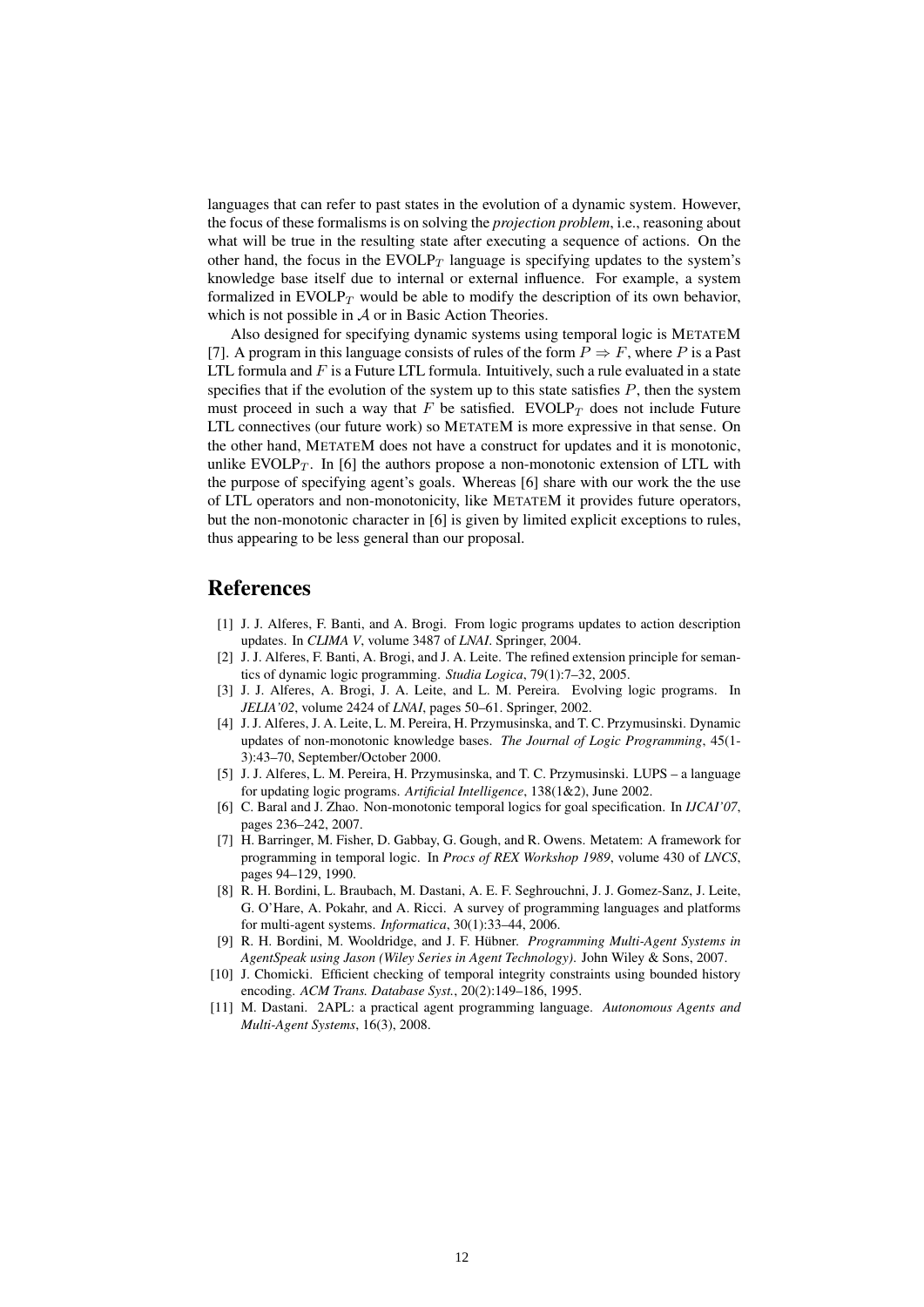languages that can refer to past states in the evolution of a dynamic system. However, the focus of these formalisms is on solving the *projection problem*, i.e., reasoning about what will be true in the resulting state after executing a sequence of actions. On the other hand, the focus in the EVOLP$_T$ language is specifying updates to the system's knowledge base itself due to internal or external influence. For example, a system formalized in EVOLP$_T$ would be able to modify the description of its own behavior, which is not possible in $\mathcal{A}$ or in Basic Action Theories.

Also designed for specifying dynamic systems using temporal logic is METATEM [7]. A program in this language consists of rules of the form $P \Rightarrow F$, where $P$ is a Past LTL formula and $F$ is a Future LTL formula. Intuitively, such a rule evaluated in a state specifies that if the evolution of the system up to this state satisfies $P$, then the system must proceed in such a way that $F$ be satisfied. EVOLP$_T$ does not include Future LTL connectives (our future work) so METATEM is more expressive in that sense. On the other hand, METATEM does not have a construct for updates and it is monotonic, unlike EVOLP$_T$. In [6] the authors propose a non-monotonic extension of LTL with the purpose of specifying agent's goals. Whereas [6] share with our work the the use of LTL operators and non-monotonicity, like METATEM it provides future operators, but the non-monotonic character in [6] is given by limited explicit exceptions to rules, thus appearing to be less general than our proposal.

# References

[1] J. J. Alferes, F. Banti, and A. Brogi. From logic programs updates to action description updates. In *CLIMA V*, volume 3487 of *LNAI*. Springer, 2004.

[2] J. J. Alferes, F. Banti, A. Brogi, and J. A. Leite. The refined extension principle for semantics of dynamic logic programming. *Studia Logica*, 79(1):7–32, 2005.

[3] J. J. Alferes, A. Brogi, J. A. Leite, and L. M. Pereira. Evolving logic programs. In *JELIA'02*, volume 2424 of *LNAI*, pages 50–61. Springer, 2002.

[4] J. J. Alferes, J. A. Leite, L. M. Pereira, H. Przymusinska, and T. C. Przymusinski. Dynamic updates of non-monotonic knowledge bases. *The Journal of Logic Programming*, 45(1-3):43–70, September/October 2000.

[5] J. J. Alferes, L. M. Pereira, H. Przymusinska, and T. C. Przymusinski. LUPS – a language for updating logic programs. *Artificial Intelligence*, 138(1&2), June 2002.

[6] C. Baral and J. Zhao. Non-monotonic temporal logics for goal specification. In *IJCAI'07*, pages 236–242, 2007.

[7] H. Barringer, M. Fisher, D. Gabbay, G. Gough, and R. Owens. Metatem: A framework for programming in temporal logic. In *Procs of REX Workshop 1989*, volume 430 of *LNCS*, pages 94–129, 1990.

[8] R. H. Bordini, L. Braubach, M. Dastani, A. E. F. Seghrouchni, J. J. Gomez-Sanz, J. Leite, G. O'Hare, A. Pokahr, and A. Ricci. A survey of programming languages and platforms for multi-agent systems. *Informatica*, 30(1):33–44, 2006.

[9] R. H. Bordini, M. Wooldridge, and J. F. Hübner. *Programming Multi-Agent Systems in AgentSpeak using Jason (Wiley Series in Agent Technology)*. John Wiley & Sons, 2007.

[10] J. Chomicki. Efficient checking of temporal integrity constraints using bounded history encoding. *ACM Trans. Database Syst.*, 20(2):149–186, 1995.

[11] M. Dastani. 2APL: a practical agent programming language. *Autonomous Agents and Multi-Agent Systems*, 16(3), 2008.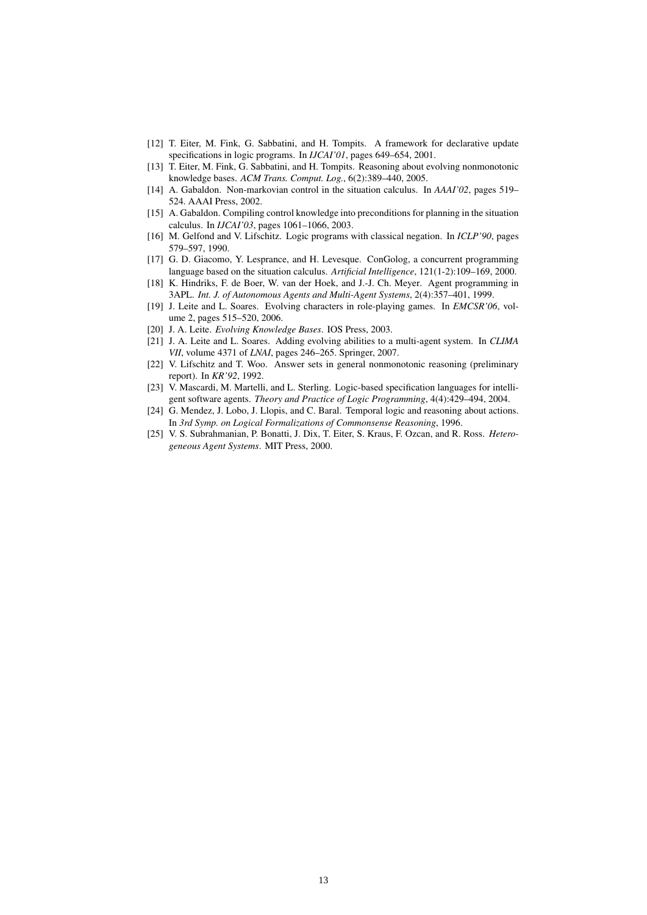[12] T. Eiter, M. Fink, G. Sabbatini, and H. Tompits. A framework for declarative update specifications in logic programs. In *IJCAI'01*, pages 649–654, 2001.

[13] T. Eiter, M. Fink, G. Sabbatini, and H. Tompits. Reasoning about evolving nonmonotonic knowledge bases. *ACM Trans. Comput. Log.*, 6(2):389–440, 2005.

[14] A. Gabaldon. Non-markovian control in the situation calculus. In *AAAI'02*, pages 519–524. AAAI Press, 2002.

[15] A. Gabaldon. Compiling control knowledge into preconditions for planning in the situation calculus. In *IJCAI'03*, pages 1061–1066, 2003.

[16] M. Gelfond and V. Lifschitz. Logic programs with classical negation. In *ICLP'90*, pages 579–597, 1990.

[17] G. D. Giacomo, Y. Lesprance, and H. Levesque. ConGolog, a concurrent programming language based on the situation calculus. *Artificial Intelligence*, 121(1-2):109–169, 2000.

[18] K. Hindriks, F. de Boer, W. van der Hoek, and J.-J. Ch. Meyer. Agent programming in 3APL. *Int. J. of Autonomous Agents and Multi-Agent Systems*, 2(4):357–401, 1999.

[19] J. Leite and L. Soares. Evolving characters in role-playing games. In *EMCSR'06*, volume 2, pages 515–520, 2006.

[20] J. A. Leite. *Evolving Knowledge Bases*. IOS Press, 2003.

[21] J. A. Leite and L. Soares. Adding evolving abilities to a multi-agent system. In *CLIMA VII*, volume 4371 of *LNAI*, pages 246–265. Springer, 2007.

[22] V. Lifschitz and T. Woo. Answer sets in general nonmonotonic reasoning (preliminary report). In *KR'92*, 1992.

[23] V. Mascardi, M. Martelli, and L. Sterling. Logic-based specification languages for intelligent software agents. *Theory and Practice of Logic Programming*, 4(4):429–494, 2004.

[24] G. Mendez, J. Lobo, J. Llopis, and C. Baral. Temporal logic and reasoning about actions. In *3rd Symp. on Logical Formalizations of Commonsense Reasoning*, 1996.

[25] V. S. Subrahmanian, P. Bonatti, J. Dix, T. Eiter, S. Kraus, F. Ozcan, and R. Ross. *Heterogeneous Agent Systems*. MIT Press, 2000.